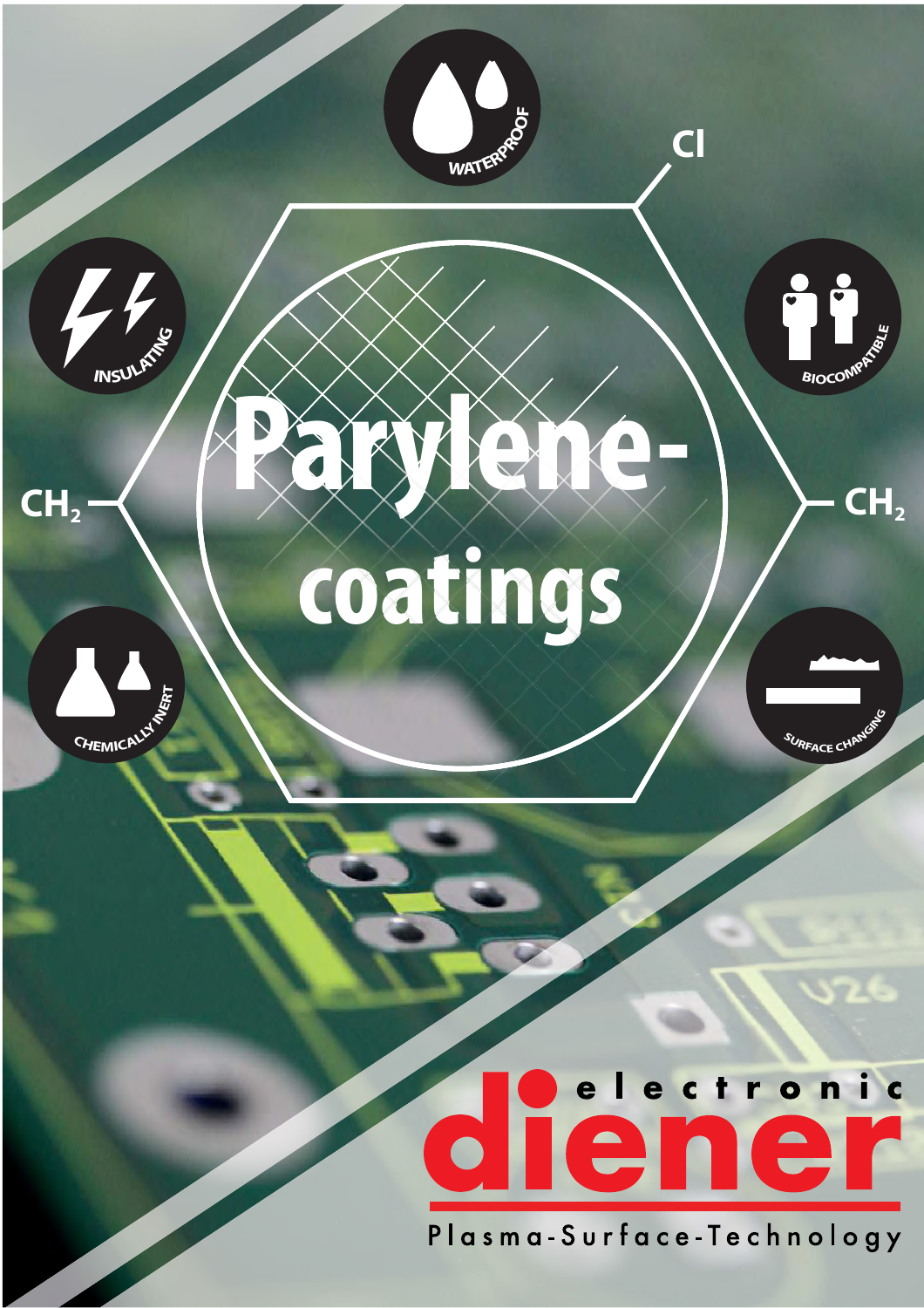# Parylene-coatings

$CH_2$ — Cl — $CH_2$

- WATERPROOF
- INSULATING
- BIOCOMPATIBLE
- CHEMICALLY INERT
- SURFACE CHANGING

electronic **diener**

Plasma-Surface-Technology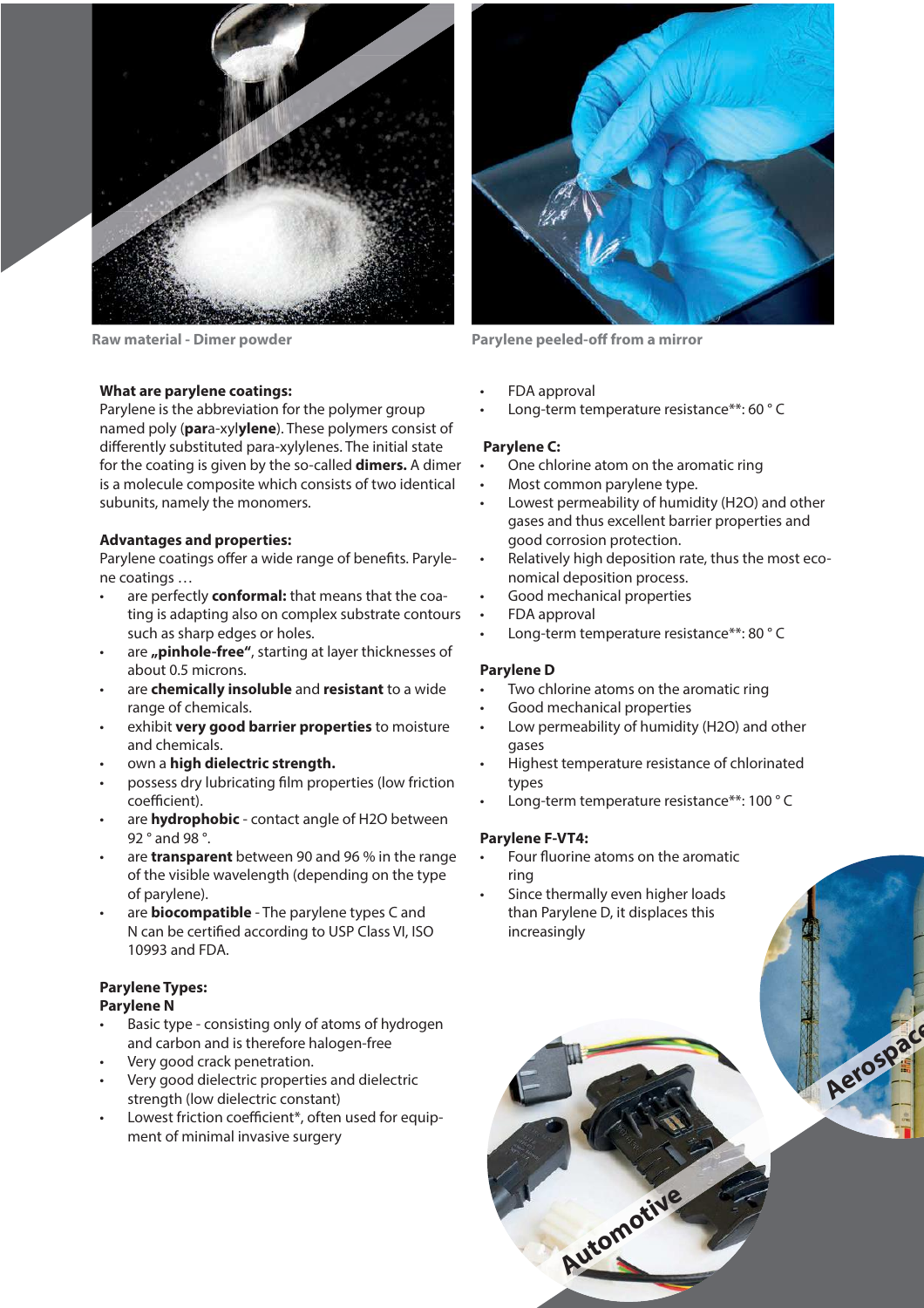Raw material - Dimer powder

Parylene peeled-off from a mirror

**What are parylene coatings:**
Parylene is the abbreviation the polymer group named poly (**par**a-xyl**ylene**). These polymers consist of differently substituted para-xylylenes. The initial state for the coating is given by the so-called **dimers.** A dimer is a molecule composite which consists of two identical subunits, namely the monomers.

**Advantages and properties:**
Parylene coatings offer a wide range of benefits. Parylene coatings …

- are perfectly **conformal:** that means that the coating is adapting also on complex substrate contours such as sharp edges or holes.
- are **„pinhole-free“**, starting at layer thicknesses of about 0.5 microns.
- are **chemically insoluble** and **resistant** to a wide range of chemicals.
- exhibit **very good barrier properties** to moisture and chemicals.
- own a **high dielectric strength.**
- possess dry lubricating film properties (low friction coefficient).
- are **hydrophobic** - contact angle of H2O between 92 ° and 98 °.
- are **transparent** between 90 and 96 % in the range of the visible wavelength (depending on the type of parylene).
- are **biocompatible** - The parylene types C and N can be certified according to USP Class VI, ISO 10993 and FDA.

**Parylene Types:**
**Parylene N**

- Basic type - consisting only of atoms of hydrogen and carbon and is therefore halogen-free
- Very good crack penetration.
- Very good dielectric properties and dielectric strength (low dielectric constant)
- Lowest friction coefficient*, often used for equipment of minimal invasive surgery
- FDA approval
- Long-term temperature resistance**: 60 ° C

**Parylene C:**

- One chlorine atom on the aromatic ring
- Most common parylene type.
- Lowest permeability of humidity (H2O) and other gases and thus excellent barrier properties and good corrosion protection.
- Relatively high deposition rate, thus the most economical deposition process.
- Good mechanical properties
- FDA approval
- Long-term temperature resistance**: 80 ° C

**Parylene D**

- Two chlorine atoms on the aromatic ring
- Good mechanical properties
- Low permeability of humidity (H2O) and other gases
- Highest temperature resistance of chlorinated types
- Long-term temperature resistance**: 100 ° C

**Parylene F-VT4:**

- Four fluorine atoms on the aromatic ring
- Since thermally even higher loads than Parylene D, it displaces this increasingly

Aerospace

Automotive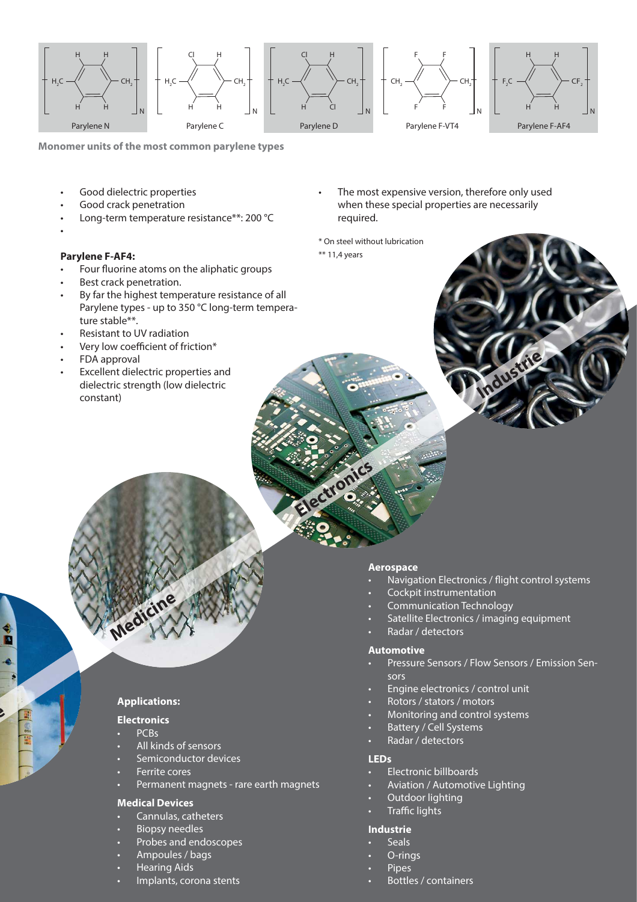Parylene N | Parylene C | Parylene D | Parylene F-VT4 | Parylene F-AF4

**Monomer units of the most common parylene types**

- Good dielectric properties
- Good crack penetration
- Long-term temperature resistance**: 200 °C
-

**Parylene F-AF4:**

- Four fluorine atoms on the aliphatic groups
- Best crack penetration.
- By far the highest temperature resistance of all Parylene types - up to 350 °C long-term temperature stable**.
- Resistant to UV radiation
- Very low coefficient of friction*
- FDA approval
- Excellent dielectric properties and dielectric strength (low dielectric constant)
- The most expensive version, therefore only used when these special properties are necessarily required.

\* On steel without lubrication

** 11,4 years

Industrie

Electronics

Medicine

**Applications:**

**Electronics**

- PCBs
- All kinds of sensors
- Semiconductor devices
- Ferrite cores
- Permanent magnets - rare earth magnets

**Medical Devices**

- Cannulas, catheters
- Biopsy needles
- Probes and endoscopes
- Ampoules / bags
- Hearing Aids
- Implants, corona stents

**Aerospace**

- Navigation Electronics / flight control systems
- Cockpit instrumentation
- Communication Technology
- Satellite Electronics / imaging equipment
- Radar / detectors

**Automotive**

- Pressure Sensors / Flow Sensors / Emission Sensors
- Engine electronics / control unit
- Rotors / stators / motors
- Monitoring and control systems
- Battery / Cell Systems
- Radar / detectors

**LEDs**

- Electronic billboards
- Aviation / Automotive Lighting
- Outdoor lighting
- Traffic lights

**Industrie**

- Seals
- O-rings
- Pipes
- Bottles / containers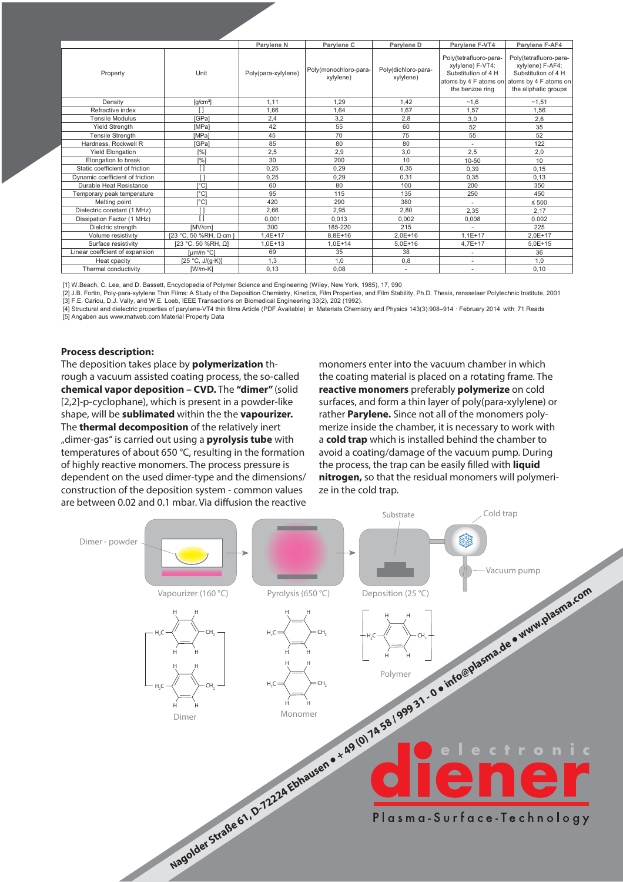| Property | Unit | Parylene N | Parylene C | Parylene D | Parylene F-VT4 | Parylene F-AF4 |
|---|---|---|---|---|---|---|
| | | Poly(para-xylylene) | Poly(monochloro-para-xylylene) | Poly(dichloro-para-xylylene) | Poly(tetrafluoro-para-xylylene) F-VT4: Substitution of 4 H atoms by 4 F atoms on the benzoe ring | Poly(tetrafluoro-para-xylylene) F-AF4: Substitution of 4 H atoms by 4 F atoms on the aliphatic groups |
| Density | [g/cm³] | 1,11 | 1,29 | 1,42 | ~1,6 | ~1,51 |
| Refractive index | [ ] | 1,66 | 1,64 | 1,67 | 1,57 | 1,56 |
| Tensile Modulus | [GPa] | 2,4 | 3,2 | 2,8 | 3,0 | 2,6 |
| Yield Strength | [MPa] | 42 | 55 | 60 | 52 | 35 |
| Tensile Strength | [MPa] | 45 | 70 | 75 | 55 | 52 |
| Hardness, Rockwell R | [GPa] | 85 | 80 | 80 | - | 122 |
| Yield Elongation | [%] | 2,5 | 2,9 | 3,0 | 2,5 | 2,0 |
| Elongation to break | [%] | 30 | 200 | 10 | 10-50 | 10 |
| Static coefficient of friction | [ ] | 0,25 | 0,29 | 0,35 | 0,39 | 0,15 |
| Dynamic coefficient of friction | [ ] | 0,25 | 0,29 | 0,31 | 0,35 | 0,13 |
| Durable Heat Resistance | [°C] | 60 | 80 | 100 | 200 | 350 |
| Temporary peak temperature | [°C] | 95 | 115 | 135 | 250 | 450 |
| Melting point | [°C] | 420 | 290 | 380 | - | ≤ 500 |
| Dielectric constant (1 MHz) | [ ] | 2,66 | 2,95 | 2,80 | 2,35 | 2,17 |
| Dissipation Factor (1 MHz) | [ ] | 0,001 | 0,013 | 0,002 | 0,008 | 0.002 |
| Dielctric strength | [MV/cm] | 300 | 185-220 | 215 | - | 225 |
| Volume resistivity | [23 °C, 50 %RH, Ω·cm ] | 1,4E+17 | 8,8E+16 | 2,0E+16 | 1,1E+17 | 2,0E+17 |
| Surface resistivity | [23 °C, 50 %RH, Ω] | 1,0E+13 | 1,0E+14 | 5,0E+16 | 4,7E+17 | 5,0E+15 |
| Linear coeffcient of expansion | [µm/m·°C] | 69 | 35 | 38 | - | 36 |
| Heat cpacity | [25 °C, J/(g·K)] | 1,3 | 1,0 | 0,8 | - | 1,0 |
| Thermal conductivity | [W/m-K] | 0,13 | 0,08 | - | - | 0,10 |

[1] W.Beach, C. Lee, and D. Bassett, Encyclopedia of Polymer Science and Engineering (Wiley, New York, 1985), 17, 990

[2] J.B. Fortin, Poly-para-xylylene Thin Films: A Study of the Deposition Chemistry, Kinetics, Film Properties, and Film Stability, Ph.D. Thesis, rensselaer Polytechnic Institute, 2001

[3] F.E. Cariou, D.J. Vally, and W.E. Loeb, IEEE Transactions on Biomedical Engineering 33(2), 202 (1992).

[4] Structural and dielectric properties of parylene-VT4 thin films Article (PDF Available) in Materials Chemistry and Physics 143(3):908–914 · February 2014 with 71 Reads

[5] Angaben aus www.matweb.com Material Property Data

**Process description:**

The deposition takes place by **polymerization** through a vacuum assisted coating process, the so-called **chemical vapor deposition – CVD.** The **"dimer"** (solid [2,2]-p-cyclophane), which is present in a powder-like shape, will be **sublimated** within the the **vapourizer.** The **thermal decomposition** of the relatively inert „dimer-gas" is carried out using a **pyrolysis tube** with temperatures of about 650 °C, resulting in the formation of highly reactive monomers. The process pressure is dependent on the used dimer-type and the dimensions/construction of the deposition system - common values are between 0.02 and 0.1 mbar. Via diffusion the reactive monomers enter into the vacuum chamber in which the coating material is placed on a rotating frame. The **reactive monomers** preferably **polymerize** on cold surfaces, and form a thin layer of poly(para-xylylene) or rather **Parylene.** Since not all of the monomers polymerize inside the chamber, it is necessary to work with a **cold trap** which is installed behind the chamber to avoid a coating/damage of the vacuum pump. During the process, the trap can be easily filled with **liquid nitrogen,** so that the residual monomers will polymerize in the cold trap.

Dimer - powder

Substrate

Cold trap

Vacuum pump

Vapourizer (160 °C)

Pyrolysis (650 °C)

Deposition (25 °C)

Dimer

Monomer

Polymer

Nagolder Straße 61, D-72224 Ebhausen • + 49 (0) 74 58 / 999 31 - 0 • info@plasma.de • www.plasma.com

electronic diener

Plasma-Surface-Technology